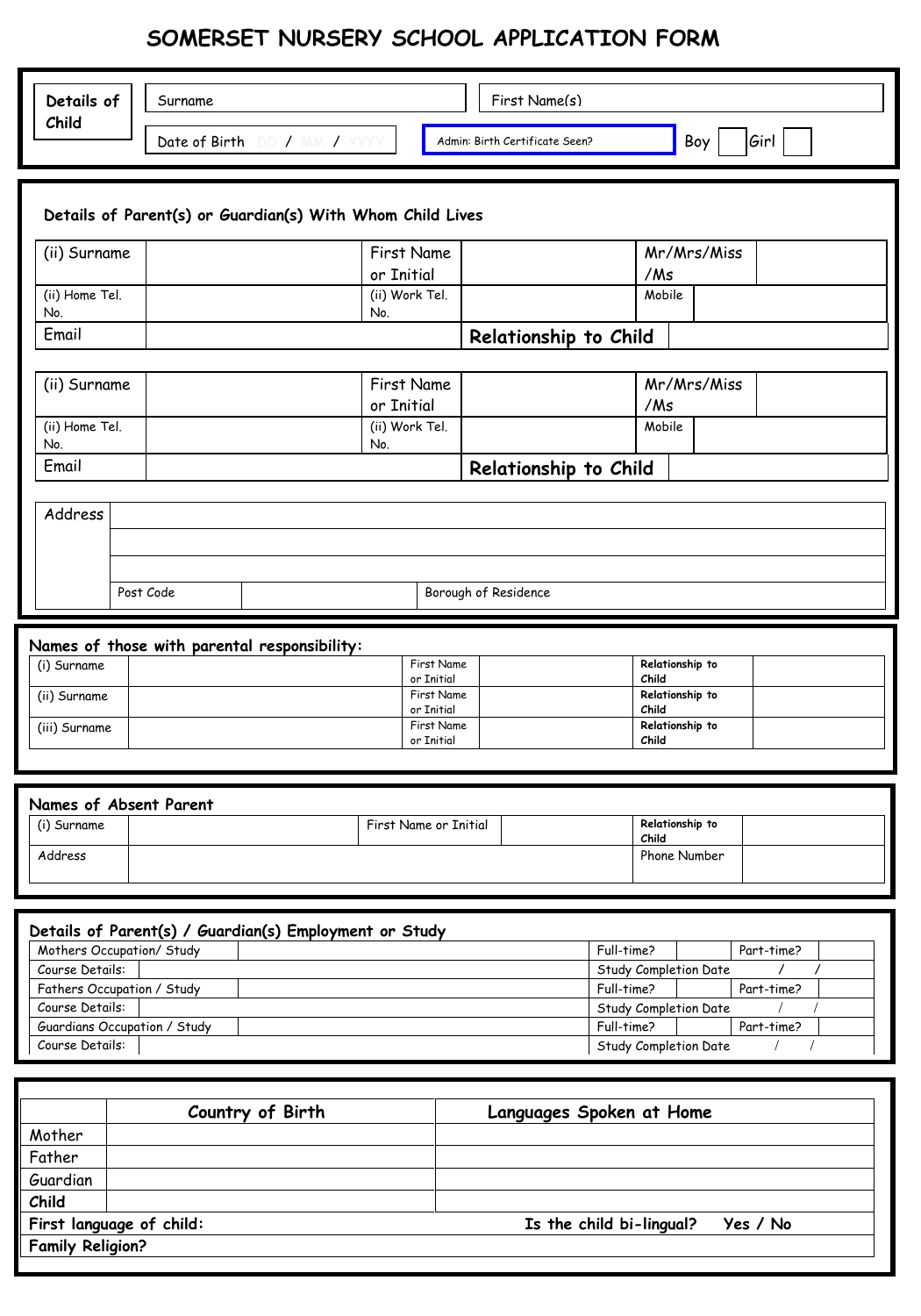# SOMERSET NURSERY SCHOOL APPLICATION FORM

| Details of Child | Surname | | First Name(s) | | |
|---|---|---|---|---|---|
| | Date of Birth DD / MM / YYYY | Admin: Birth Certificate Seen? | Boy | | Girl |

## Details of Parent(s) or Guardian(s) With Whom Child Lives

| (ii) Surname | | First Name or Initial | | Mr/Mrs/Miss /Ms | |
|---|---|---|---|---|---|
| (ii) Home Tel. No. | | (ii) Work Tel. No. | | Mobile | |
| Email | | | Relationship to Child | | |

| (ii) Surname | | First Name or Initial | | Mr/Mrs/Miss /Ms | |
|---|---|---|---|---|---|
| (ii) Home Tel. No. | | (ii) Work Tel. No. | | Mobile | |
| Email | | | Relationship to Child | | |

| Address | | | |
|---|---|---|---|
| | | | |
| | | | |
| | Post Code | | Borough of Residence |

## Names of those with parental responsibility:

| (i) Surname | | First Name or Initial | | Relationship to Child | |
|---|---|---|---|---|---|
| (ii) Surname | | First Name or Initial | | Relationship to Child | |
| (iii) Surname | | First Name or Initial | | Relationship to Child | |

## Names of Absent Parent

| (i) Surname | | First Name or Initial | | Relationship to Child | |
|---|---|---|---|---|---|
| Address | | | | Phone Number | |

## Details of Parent(s) / Guardian(s) Employment or Study

| Mothers Occupation/ Study | | Full-time? | | Part-time? | |
|---|---|---|---|---|---|
| Course Details: | | Study Completion Date | / / | | |
| Fathers Occupation / Study | | Full-time? | | Part-time? | |
| Course Details: | | Study Completion Date | / / | | |
| Guardians Occupation / Study | | Full-time? | | Part-time? | |
| Course Details: | | Study Completion Date | / / | | |

| | Country of Birth | Languages Spoken at Home |
|---|---|---|
| Mother | | |
| Father | | |
| Guardian | | |
| Child | | |
| **First language of child:** | | **Is the child bi-lingual? Yes / No** |
| **Family Religion?** | | |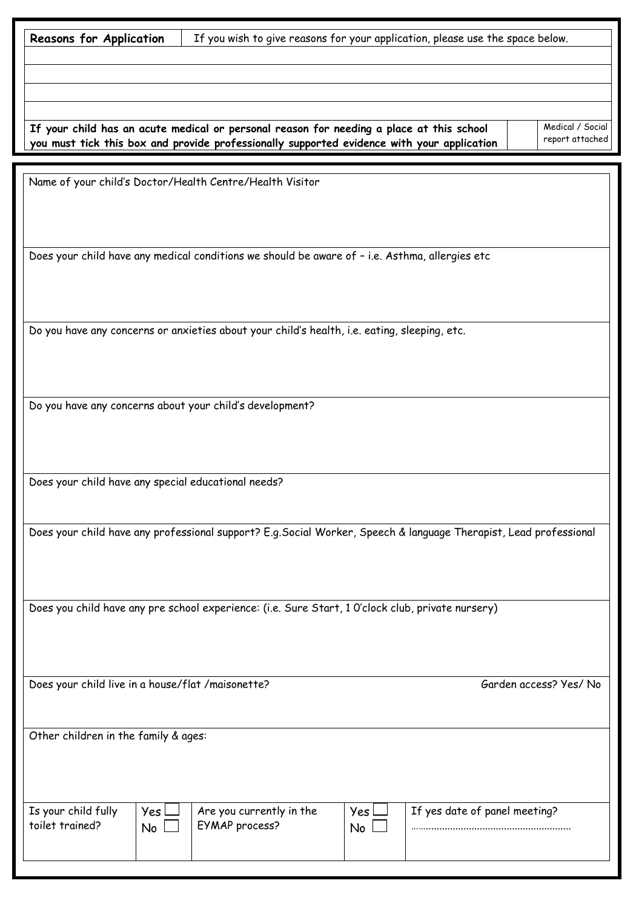| **Reasons for Application** | If you wish to give reasons for your application, please use the space below. |
| --- | --- |
| | |
| | |
| | |
| | |

| **If your child has an acute medical or personal reason for needing a place at this school you must tick this box and provide professionally supported evidence with your application** | ☐ | Medical / Social report attached |
| --- | --- | --- |

Name of your child's Doctor/Health Centre/Health Visitor

Does your child have any medical conditions we should be aware of – i.e. Asthma, allergies etc

Do you have any concerns or anxieties about your child's health, i.e. eating, sleeping, etc.

Do you have any concerns about your child's development?

Does your child have any special educational needs?

Does your child have any professional support? E.g.Social Worker, Speech & language Therapist, Lead professional

Does you child have any pre school experience: (i.e. Sure Start, 1 0'clock club, private nursery)

Does your child live in a house/flat /maisonette? Garden access? Yes/ No

Other children in the family & ages:

| Is your child fully toilet trained? | Yes ☐ No ☐ | Are you currently in the EYMAP process? | Yes ☐ No ☐ | If yes date of panel meeting? ………………………………………………… |
| --- | --- | --- | --- | --- |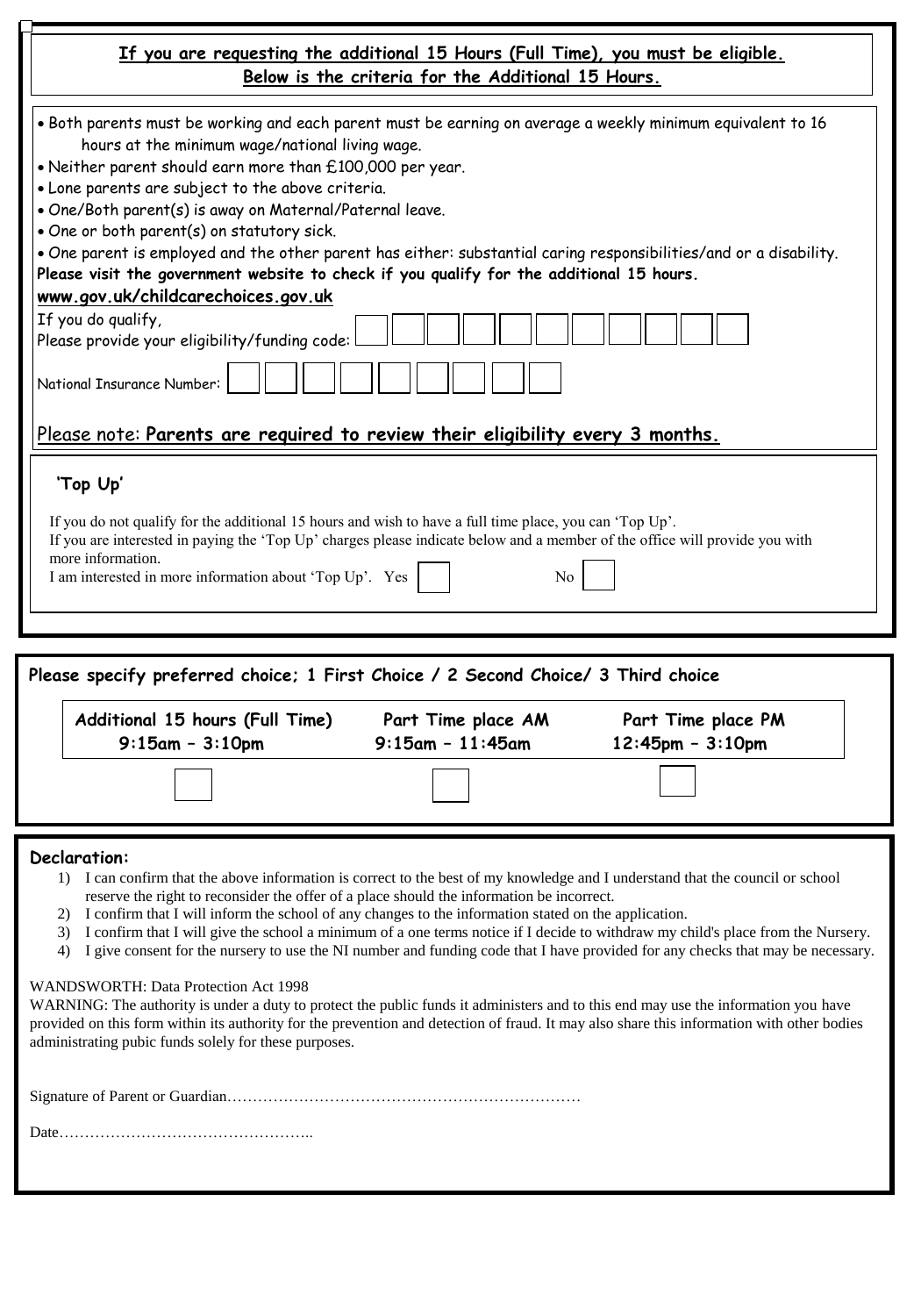**If you are requesting the additional 15 Hours (Full Time), you must be eligible.**
**Below is the criteria for the Additional 15 Hours.**

- Both parents must be working and each parent must be earning on average a weekly minimum equivalent to 16 hours at the minimum wage/national living wage.
- Neither parent should earn more than £100,000 per year.
- Lone parents are subject to the above criteria.
- One/Both parent(s) is away on Maternal/Paternal leave.
- One or both parent(s) on statutory sick.
- One parent is employed and the other parent has either: substantial caring responsibilities/and or a disability.

**Please visit the government website to check if you qualify for the additional 15 hours.**

**www.gov.uk/childcarechoices.gov.uk**

If you do qualify,
Please provide your eligibility/funding code: ☐☐☐☐☐☐☐☐☐☐☐

National Insurance Number: ☐☐☐☐☐☐☐☐☐

Please note: **Parents are required to review their eligibility every 3 months.**

**'Top Up'**

If you do not qualify for the additional 15 hours and wish to have a full time place, you can 'Top Up'.
If you are interested in paying the 'Top Up' charges please indicate below and a member of the office will provide you with more information.
I am interested in more information about 'Top Up'. Yes ☐ No ☐

**Please specify preferred choice; 1 First Choice / 2 Second Choice/ 3 Third choice**

| Additional 15 hours (Full Time) 9:15am – 3:10pm | Part Time place AM 9:15am – 11:45am | Part Time place PM 12:45pm – 3:10pm |
|---|---|---|
| ☐ | ☐ | ☐ |

**Declaration:**

1) I can confirm that the above information is correct to the best of my knowledge and I understand that the council or school reserve the right to reconsider the offer of a place should the information be incorrect.
2) I confirm that I will inform the school of any changes to the information stated on the application.
3) I confirm that I will give the school a minimum of a one terms notice if I decide to withdraw my child's place from the Nursery.
4) I give consent for the nursery to use the NI number and funding code that I have provided for any checks that may be necessary.

WANDSWORTH: Data Protection Act 1998

WARNING: The authority is under a duty to protect the public funds it administers and to this end may use the information you have provided on this form within its authority for the prevention and detection of fraud. It may also share this information with other bodies administrating pubic funds solely for these purposes.

Signature of Parent or Guardian……………………………………………………………

Date…………………………………………..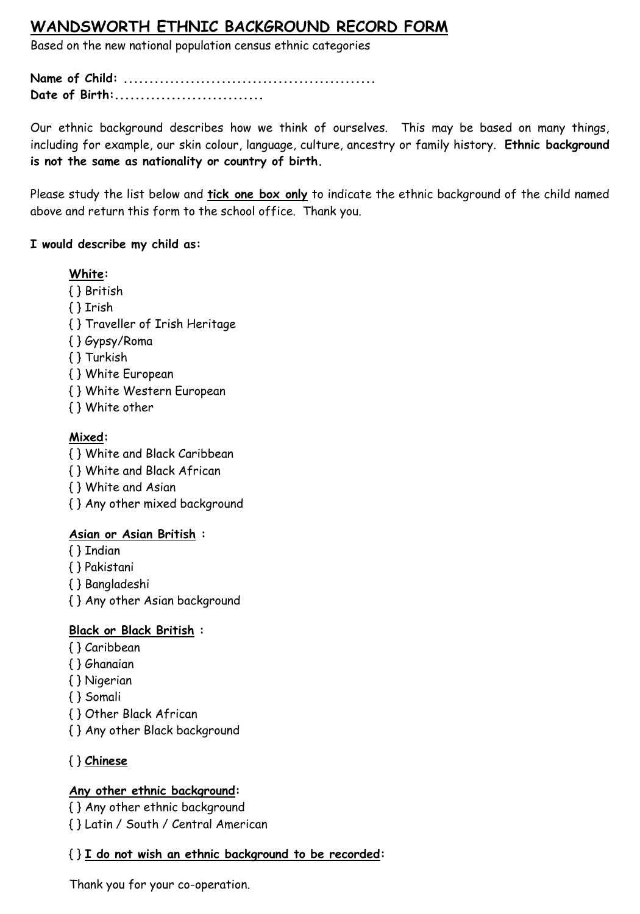# WANDSWORTH ETHNIC BACKGROUND RECORD FORM

Based on the new national population census ethnic categories

**Name of Child: ................................................**
**Date of Birth:............................**

Our ethnic background describes how we think of ourselves. This may be based on many things, including for example, our skin colour, language, culture, ancestry or family history. **Ethnic background is not the same as nationality or country of birth.**

Please study the list below and **tick one box only** to indicate the ethnic background of the child named above and return this form to the school office. Thank you.

**I would describe my child as:**

**White:**

{ } British
{ } Irish
{ } Traveller of Irish Heritage
{ } Gypsy/Roma
{ } Turkish
{ } White European
{ } White Western European
{ } White other

**Mixed:**

{ } White and Black Caribbean
{ } White and Black African
{ } White and Asian
{ } Any other mixed background

**Asian or Asian British :**

{ } Indian
{ } Pakistani
{ } Bangladeshi
{ } Any other Asian background

**Black or Black British :**

{ } Caribbean
{ } Ghanaian
{ } Nigerian
{ } Somali
{ } Other Black African
{ } Any other Black background

{ } **Chinese**

**Any other ethnic background:**

{ } Any other ethnic background
{ } Latin / South / Central American

{ } **I do not wish an ethnic background to be recorded:**

Thank you for your co-operation.